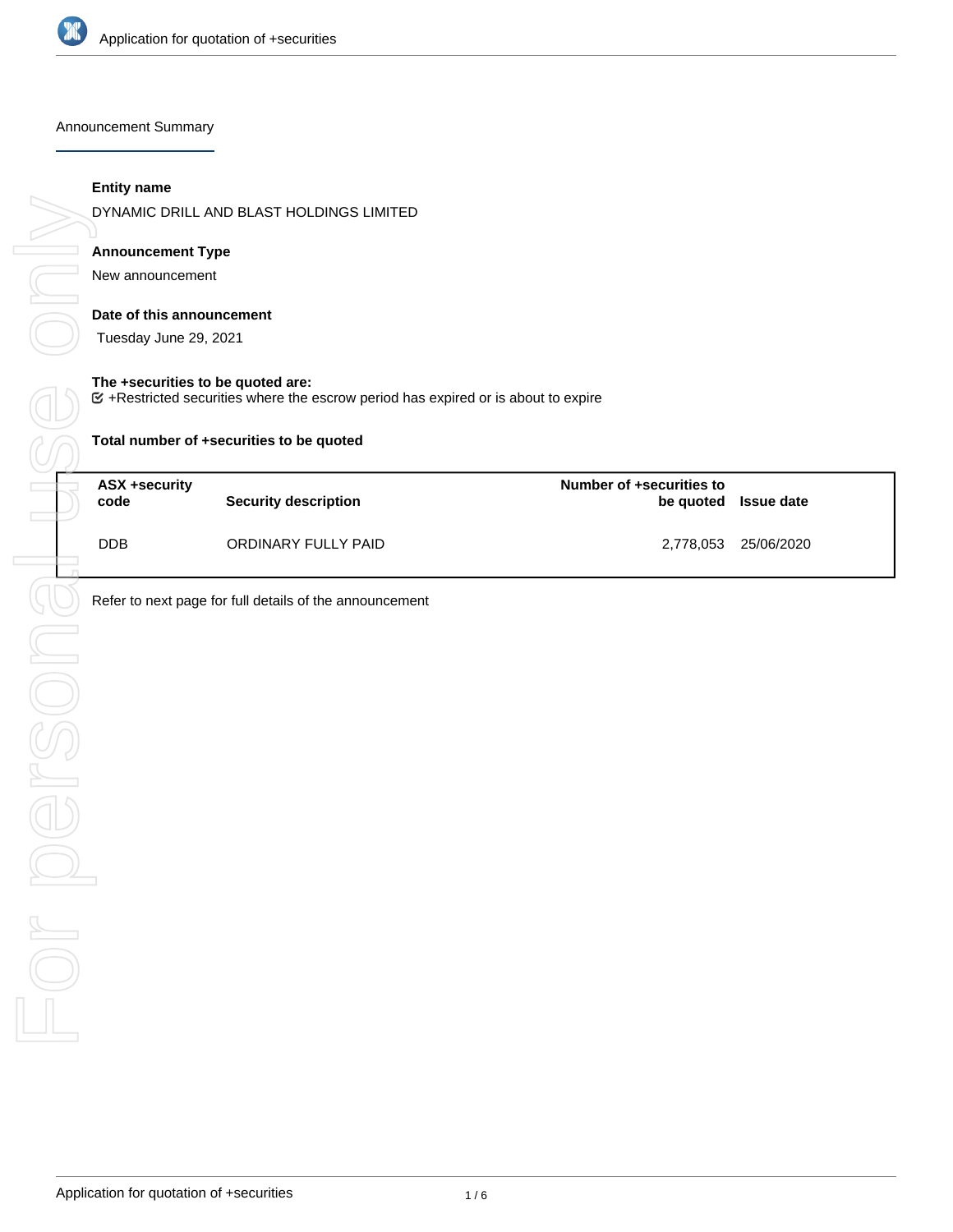Announcement Summary

**Entity name**

DYNAMIC DRILL AND BLAST HOLDINGS LIMITED

**Announcement Type**

New announcement

**Date of this announcement**

Tuesday June 29, 2021

**The +securities to be quoted are:**

☑ +Restricted securities where the escrow period has expired or is about to expire

**Total number of +securities to be quoted**

| ASX +security code | Security description | Number of +securities to be quoted | Issue date |
|---|---|---|---|
| DDB | ORDINARY FULLY PAID | 2,778,053 | 25/06/2020 |

Refer to next page for full details of the announcement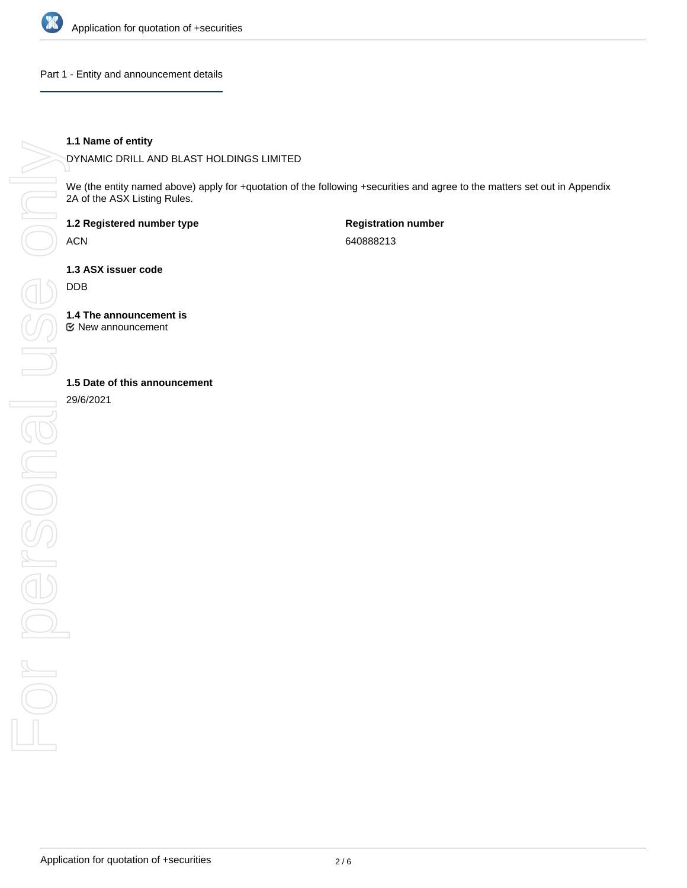## Part 1 - Entity and announcement details

**1.1 Name of entity**

DYNAMIC DRILL AND BLAST HOLDINGS LIMITED

We (the entity named above) apply for +quotation of the following +securities and agree to the matters set out in Appendix 2A of the ASX Listing Rules.

**1.2 Registered number type**

ACN

**Registration number**

640888213

**1.3 ASX issuer code**

DDB

**1.4 The announcement is**

☑ New announcement

**1.5 Date of this announcement**

29/6/2021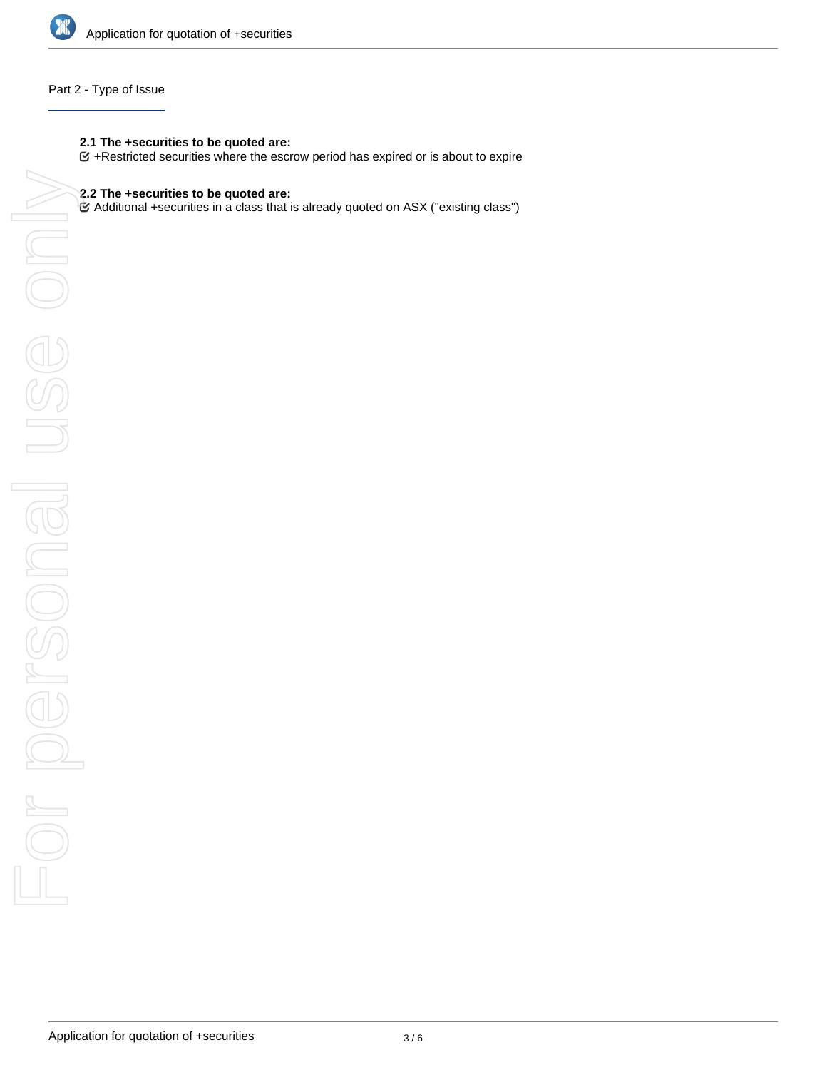## Part 2 - Type of Issue

**2.1 The +securities to be quoted are:**

☑ +Restricted securities where the escrow period has expired or is about to expire

**2.2 The +securities to be quoted are:**

☑ Additional +securities in a class that is already quoted on ASX ("existing class")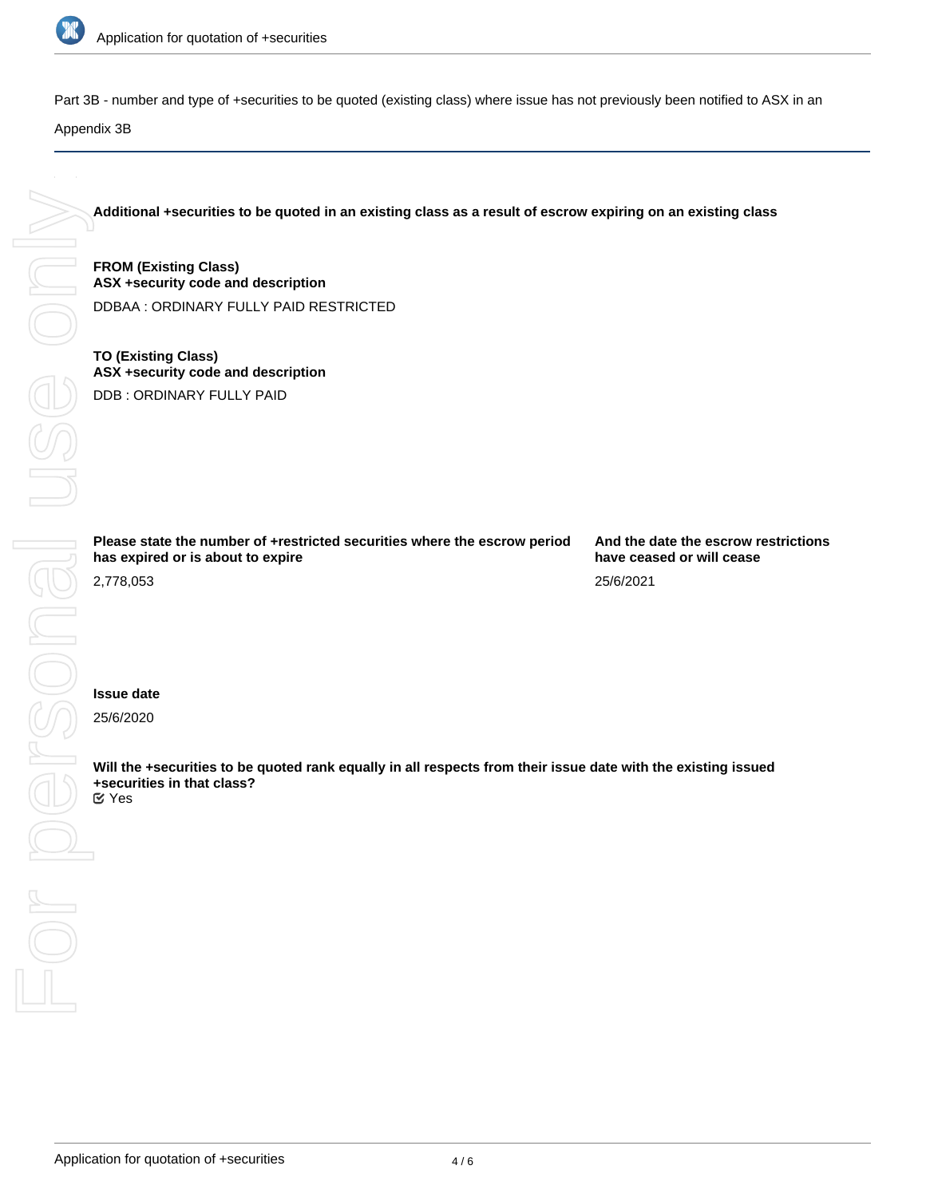Part 3B - number and type of +securities to be quoted (existing class) where issue has not previously been notified to ASX in an Appendix 3B

**Additional +securities to be quoted in an existing class as a result of escrow expiring on an existing class**

**FROM (Existing Class)**
**ASX +security code and description**

DDBAA : ORDINARY FULLY PAID RESTRICTED

**TO (Existing Class)**
**ASX +security code and description**

DDB : ORDINARY FULLY PAID

**Please state the number of +restricted securities where the escrow period has expired or is about to expire**

2,778,053

**And the date the escrow restrictions have ceased or will cease**

25/6/2021

**Issue date**

25/6/2020

**Will the +securities to be quoted rank equally in all respects from their issue date with the existing issued +securities in that class?**

Yes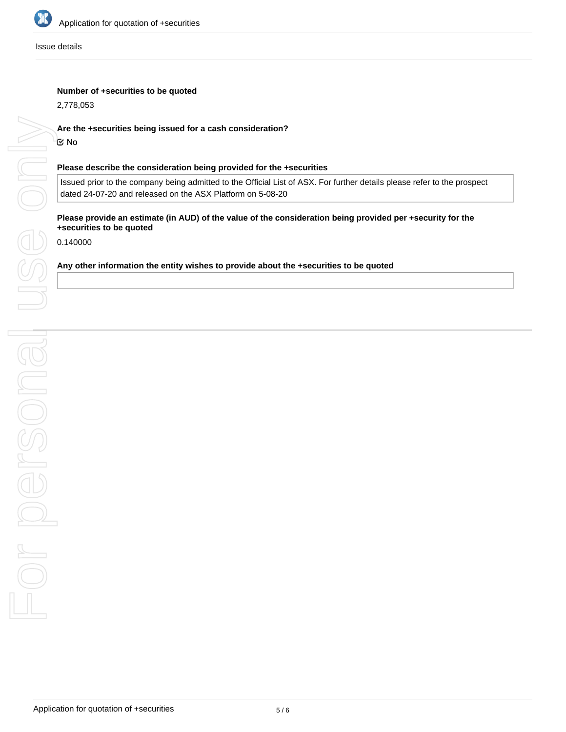Issue details

**Number of +securities to be quoted**

2,778,053

**Are the +securities being issued for a cash consideration?**

☑ No

**Please describe the consideration being provided for the +securities**

Issued prior to the company being admitted to the Official List of ASX. For further details please refer to the prospect dated 24-07-20 and released on the ASX Platform on 5-08-20

**Please provide an estimate (in AUD) of the value of the consideration being provided per +security for the +securities to be quoted**

0.140000

**Any other information the entity wishes to provide about the +securities to be quoted**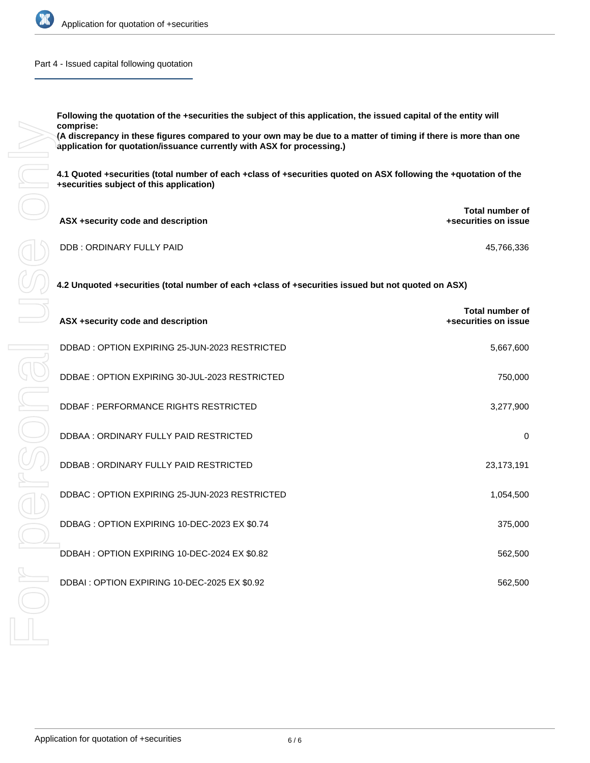## Part 4 - Issued capital following quotation

**Following the quotation of the +securities the subject of this application, the issued capital of the entity will comprise:**
**(A discrepancy in these figures compared to your own may be due to a matter of timing if there is more than one application for quotation/issuance currently with ASX for processing.)**

**4.1 Quoted +securities (total number of each +class of +securities quoted on ASX following the +quotation of the +securities subject of this application)**

| ASX +security code and description | Total number of +securities on issue |
|---|---|
| DDB : ORDINARY FULLY PAID | 45,766,336 |

**4.2 Unquoted +securities (total number of each +class of +securities issued but not quoted on ASX)**

| ASX +security code and description | Total number of +securities on issue |
|---|---|
| DDBAD : OPTION EXPIRING 25-JUN-2023 RESTRICTED | 5,667,600 |
| DDBAE : OPTION EXPIRING 30-JUL-2023 RESTRICTED | 750,000 |
| DDBAF : PERFORMANCE RIGHTS RESTRICTED | 3,277,900 |
| DDBAA : ORDINARY FULLY PAID RESTRICTED | 0 |
| DDBAB : ORDINARY FULLY PAID RESTRICTED | 23,173,191 |
| DDBAC : OPTION EXPIRING 25-JUN-2023 RESTRICTED | 1,054,500 |
| DDBAG : OPTION EXPIRING 10-DEC-2023 EX $0.74 | 375,000 |
| DDBAH : OPTION EXPIRING 10-DEC-2024 EX $0.82 | 562,500 |
| DDBAI : OPTION EXPIRING 10-DEC-2025 EX $0.92 | 562,500 |